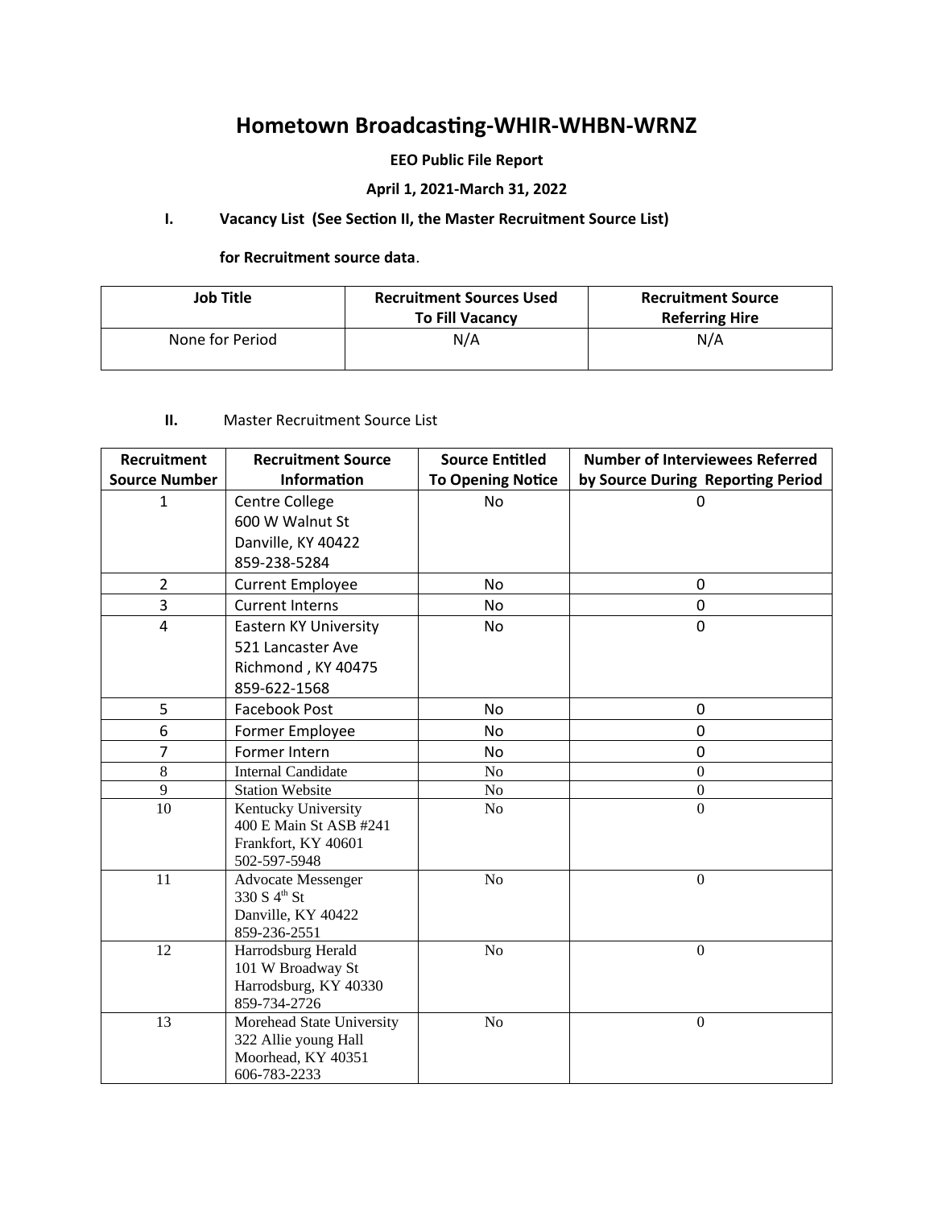# Hometown Broadcasting-WHIR-WHBN-WRNZ

**EEO Public File Report**

**April 1, 2021-March 31, 2022**

**I. Vacancy List (See Section II, the Master Recruitment Source List)**

**for Recruitment source data**.

| Job Title | Recruitment Sources Used To Fill Vacancy | Recruitment Source Referring Hire |
|---|---|---|
| None for Period | N/A | N/A |

**II.** Master Recruitment Source List

| Recruitment Source Number | Recruitment Source Information | Source Entitled To Opening Notice | Number of Interviewees Referred by Source During Reporting Period |
|---|---|---|---|
| 1 | Centre College<br>600 W Walnut St<br>Danville, KY 40422<br>859-238-5284 | No | 0 |
| 2 | Current Employee | No | 0 |
| 3 | Current Interns | No | 0 |
| 4 | Eastern KY University<br>521 Lancaster Ave<br>Richmond , KY 40475<br>859-622-1568 | No | 0 |
| 5 | Facebook Post | No | 0 |
| 6 | Former Employee | No | 0 |
| 7 | Former Intern | No | 0 |
| 8 | Internal Candidate | No | 0 |
| 9 | Station Website | No | 0 |
| 10 | Kentucky University<br>400 E Main St ASB #241<br>Frankfort, KY 40601<br>502-597-5948 | No | 0 |
| 11 | Advocate Messenger<br>330 S 4th St<br>Danville, KY 40422<br>859-236-2551 | No | 0 |
| 12 | Harrodsburg Herald<br>101 W Broadway St<br>Harrodsburg, KY 40330<br>859-734-2726 | No | 0 |
| 13 | Morehead State University<br>322 Allie young Hall<br>Moorhead, KY 40351<br>606-783-2233 | No | 0 |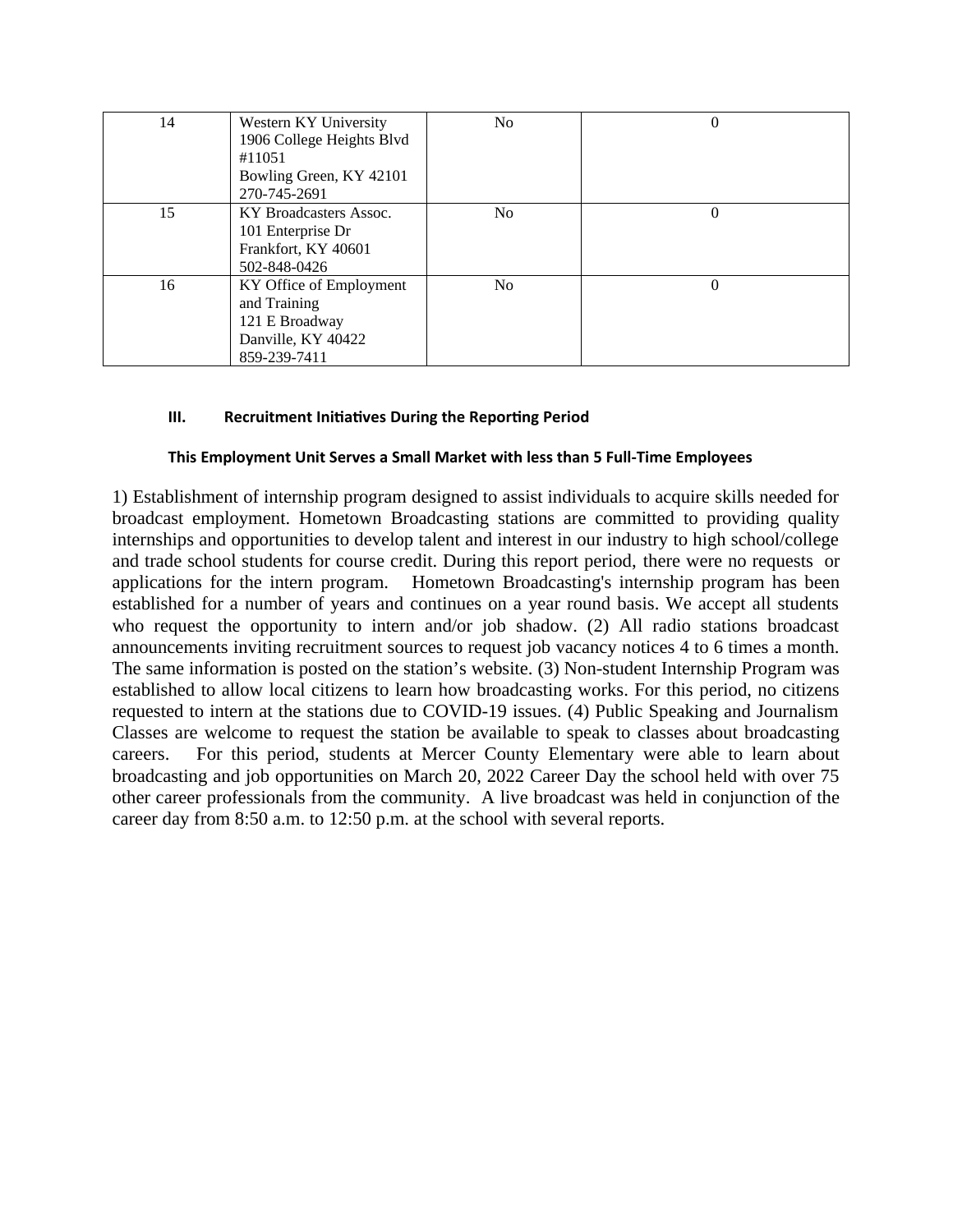| | | | |
|---|---|---|---|
| 14 | Western KY University<br>1906 College Heights Blvd #11051<br>Bowling Green, KY 42101<br>270-745-2691 | No | 0 |
| 15 | KY Broadcasters Assoc.<br>101 Enterprise Dr<br>Frankfort, KY 40601<br>502-848-0426 | No | 0 |
| 16 | KY Office of Employment and Training<br>121 E Broadway<br>Danville, KY 40422<br>859-239-7411 | No | 0 |

### III. Recruitment Initiatives During the Reporting Period

**This Employment Unit Serves a Small Market with less than 5 Full-Time Employees**

1) Establishment of internship program designed to assist individuals to acquire skills needed for broadcast employment. Hometown Broadcasting stations are committed to providing quality internships and opportunities to develop talent and interest in our industry to high school/college and trade school students for course credit. During this report period, there were no requests or applications for the intern program. Hometown Broadcasting's internship program has been established for a number of years and continues on a year round basis. We accept all students who request the opportunity to intern and/or job shadow. (2) All radio stations broadcast announcements inviting recruitment sources to request job vacancy notices 4 to 6 times a month. The same information is posted on the station's website. (3) Non-student Internship Program was established to allow local citizens to learn how broadcasting works. For this period, no citizens requested to intern at the stations due to COVID-19 issues. (4) Public Speaking and Journalism Classes are welcome to request the station be available to speak to classes about broadcasting careers. For this period, students at Mercer County Elementary were able to learn about broadcasting and job opportunities on March 20, 2022 Career Day the school held with over 75 other career professionals from the community. A live broadcast was held in conjunction of the career day from 8:50 a.m. to 12:50 p.m. at the school with several reports.